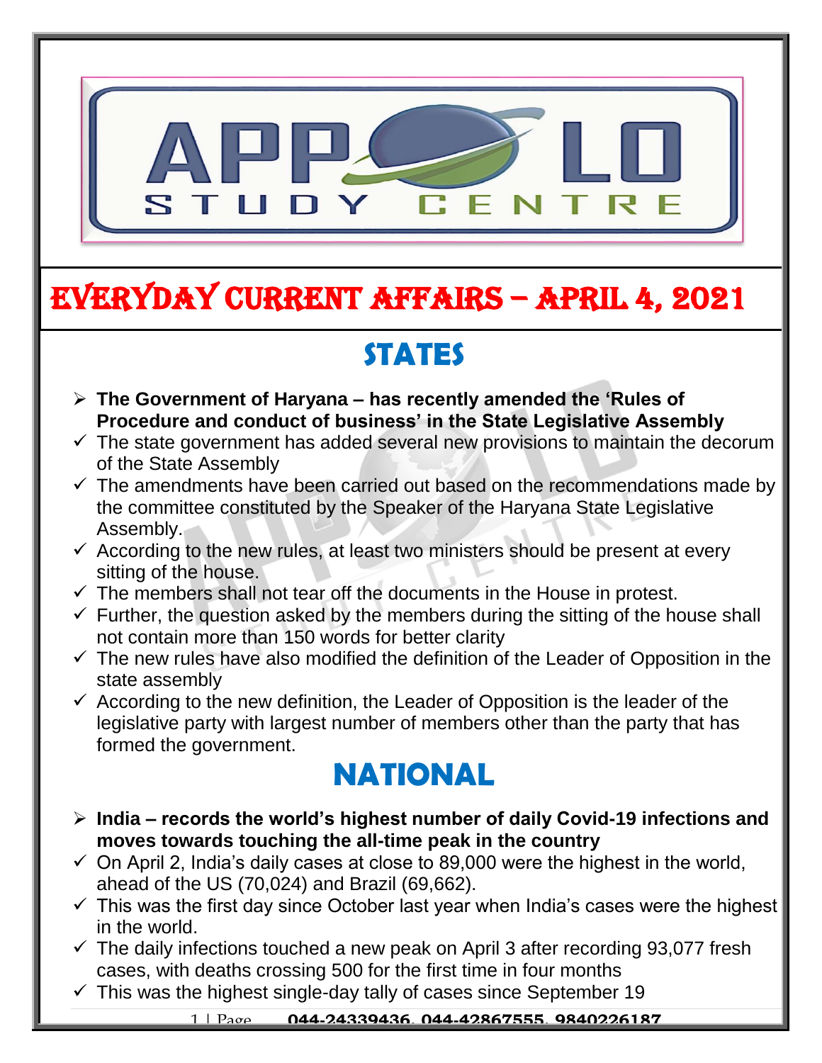# EVERYDAY CURRENT AFFAIRS – APRIL 4, 2021

## STATES

- **The Government of Haryana – has recently amended the 'Rules of Procedure and conduct of business' in the State Legislative Assembly**
  - The state government has added several new provisions to maintain the decorum of the State Assembly
  - The amendments have been carried out based on the recommendations made by the committee constituted by the Speaker of the Haryana State Legislative Assembly.
  - According to the new rules, at least two ministers should be present at every sitting of the house.
  - The members shall not tear off the documents in the House in protest.
  - Further, the question asked by the members during the sitting of the house shall not contain more than 150 words for better clarity
  - The new rules have also modified the definition of the Leader of Opposition in the state assembly
  - According to the new definition, the Leader of Opposition is the leader of the legislative party with largest number of members other than the party that has formed the government.

## NATIONAL

- **India – records the world's highest number of daily Covid-19 infections and moves towards touching the all-time peak in the country**
  - On April 2, India's daily cases at close to 89,000 were the highest in the world, ahead of the US (70,024) and Brazil (69,662).
  - This was the first day since October last year when India's cases were the highest in the world.
  - The daily infections touched a new peak on April 3 after recording 93,077 fresh cases, with deaths crossing 500 for the first time in four months
  - This was the highest single-day tally of cases since September 19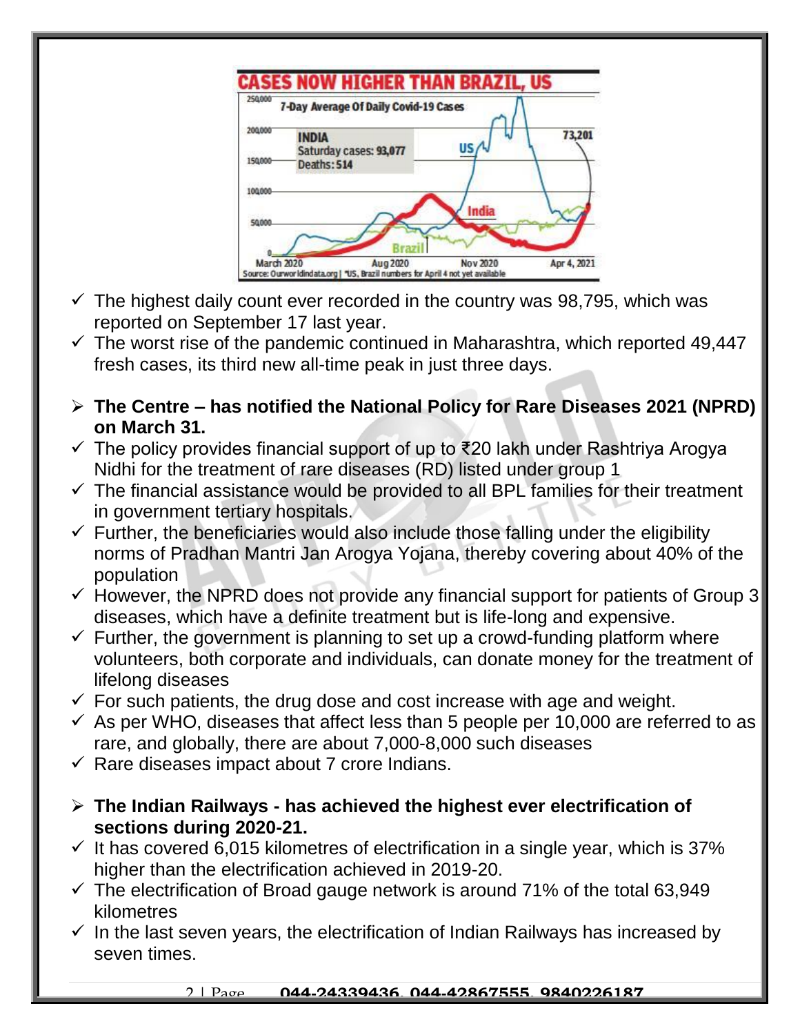- ✓ The highest daily count ever recorded in the country was 98,795, which was reported on September 17 last year.
- ✓ The worst rise of the pandemic continued in Maharashtra, which reported 49,447 fresh cases, its third new all-time peak in just three days.

- **The Centre – has notified the National Policy for Rare Diseases 2021 (NPRD) on March 31.**
- ✓ The policy provides financial support of up to ₹20 lakh under Rashtriya Arogya Nidhi for the treatment of rare diseases (RD) listed under group 1
- ✓ The financial assistance would be provided to all BPL families for their treatment in government tertiary hospitals.
- ✓ Further, the beneficiaries would also include those falling under the eligibility norms of Pradhan Mantri Jan Arogya Yojana, thereby covering about 40% of the population
- ✓ However, the NPRD does not provide any financial support for patients of Group 3 diseases, which have a definite treatment but is life-long and expensive.
- ✓ Further, the government is planning to set up a crowd-funding platform where volunteers, both corporate and individuals, can donate money for the treatment of lifelong diseases
- ✓ For such patients, the drug dose and cost increase with age and weight.
- ✓ As per WHO, diseases that affect less than 5 people per 10,000 are referred to as rare, and globally, there are about 7,000-8,000 such diseases
- ✓ Rare diseases impact about 7 crore Indians.

- **The Indian Railways - has achieved the highest ever electrification of sections during 2020-21.**
- ✓ It has covered 6,015 kilometres of electrification in a single year, which is 37% higher than the electrification achieved in 2019-20.
- ✓ The electrification of Broad gauge network is around 71% of the total 63,949 kilometres
- ✓ In the last seven years, the electrification of Indian Railways has increased by seven times.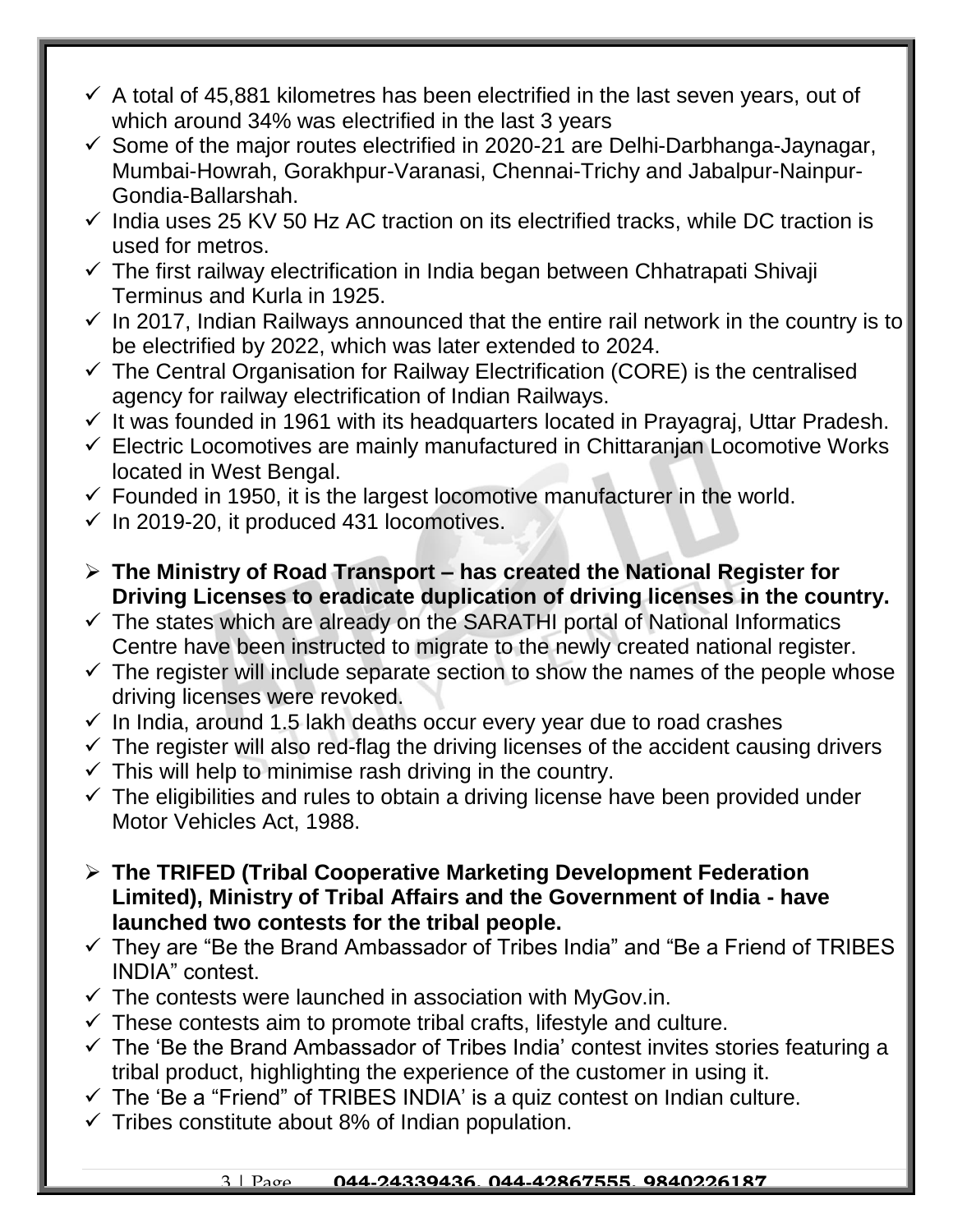- A total of 45,881 kilometres has been electrified in the last seven years, out of which around 34% was electrified in the last 3 years
- Some of the major routes electrified in 2020-21 are Delhi-Darbhanga-Jaynagar, Mumbai-Howrah, Gorakhpur-Varanasi, Chennai-Trichy and Jabalpur-Nainpur-Gondia-Ballarshah.
- India uses 25 KV 50 Hz AC traction on its electrified tracks, while DC traction is used for metros.
- The first railway electrification in India began between Chhatrapati Shivaji Terminus and Kurla in 1925.
- In 2017, Indian Railways announced that the entire rail network in the country is to be electrified by 2022, which was later extended to 2024.
- The Central Organisation for Railway Electrification (CORE) is the centralised agency for railway electrification of Indian Railways.
- It was founded in 1961 with its headquarters located in Prayagraj, Uttar Pradesh.
- Electric Locomotives are mainly manufactured in Chittaranjan Locomotive Works located in West Bengal.
- Founded in 1950, it is the largest locomotive manufacturer in the world.
- In 2019-20, it produced 431 locomotives.

**The Ministry of Road Transport – has created the National Register for Driving Licenses to eradicate duplication of driving licenses in the country.**

- The states which are already on the SARATHI portal of National Informatics Centre have been instructed to migrate to the newly created national register.
- The register will include separate section to show the names of the people whose driving licenses were revoked.
- In India, around 1.5 lakh deaths occur every year due to road crashes
- The register will also red-flag the driving licenses of the accident causing drivers
- This will help to minimise rash driving in the country.
- The eligibilities and rules to obtain a driving license have been provided under Motor Vehicles Act, 1988.

**The TRIFED (Tribal Cooperative Marketing Development Federation Limited), Ministry of Tribal Affairs and the Government of India - have launched two contests for the tribal people.**

- They are "Be the Brand Ambassador of Tribes India" and "Be a Friend of TRIBES INDIA" contest.
- The contests were launched in association with MyGov.in.
- These contests aim to promote tribal crafts, lifestyle and culture.
- The 'Be the Brand Ambassador of Tribes India' contest invites stories featuring a tribal product, highlighting the experience of the customer in using it.
- The 'Be a "Friend" of TRIBES INDIA' is a quiz contest on Indian culture.
- Tribes constitute about 8% of Indian population.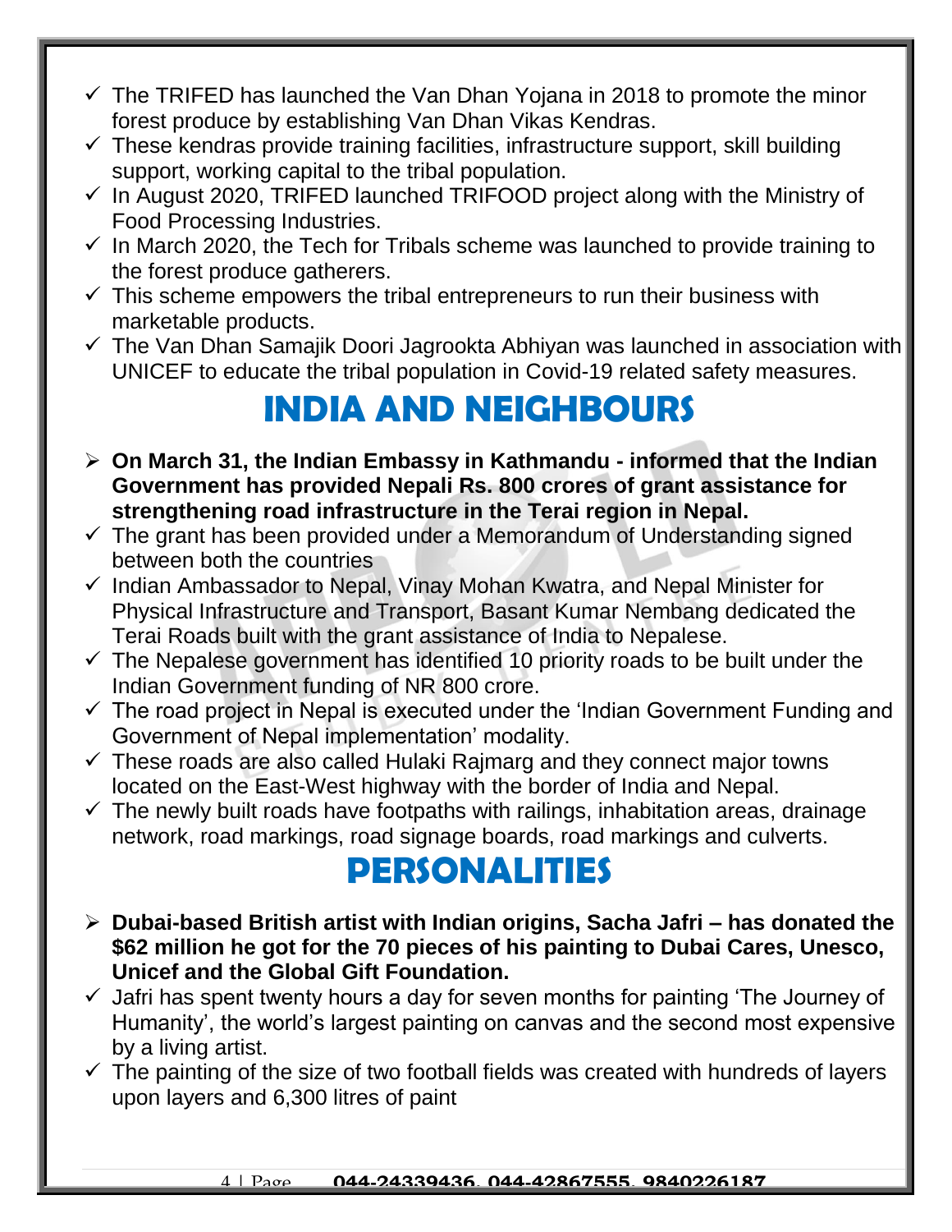- ✓ The TRIFED has launched the Van Dhan Yojana in 2018 to promote the minor forest produce by establishing Van Dhan Vikas Kendras.
- ✓ These kendras provide training facilities, infrastructure support, skill building support, working capital to the tribal population.
- ✓ In August 2020, TRIFED launched TRIFOOD project along with the Ministry of Food Processing Industries.
- ✓ In March 2020, the Tech for Tribals scheme was launched to provide training to the forest produce gatherers.
- ✓ This scheme empowers the tribal entrepreneurs to run their business with marketable products.
- ✓ The Van Dhan Samajik Doori Jagrookta Abhiyan was launched in association with UNICEF to educate the tribal population in Covid-19 related safety measures.

# INDIA AND NEIGHBOURS

- ➢ **On March 31, the Indian Embassy in Kathmandu - informed that the Indian Government has provided Nepali Rs. 800 crores of grant assistance for strengthening road infrastructure in the Terai region in Nepal.**
- ✓ The grant has been provided under a Memorandum of Understanding signed between both the countries
- ✓ Indian Ambassador to Nepal, Vinay Mohan Kwatra, and Nepal Minister for Physical Infrastructure and Transport, Basant Kumar Nembang dedicated the Terai Roads built with the grant assistance of India to Nepalese.
- ✓ The Nepalese government has identified 10 priority roads to be built under the Indian Government funding of NR 800 crore.
- ✓ The road project in Nepal is executed under the 'Indian Government Funding and Government of Nepal implementation' modality.
- ✓ These roads are also called Hulaki Rajmarg and they connect major towns located on the East-West highway with the border of India and Nepal.
- ✓ The newly built roads have footpaths with railings, inhabitation areas, drainage network, road markings, road signage boards, road markings and culverts.

# PERSONALITIES

- ➢ **Dubai-based British artist with Indian origins, Sacha Jafri – has donated the $62 million he got for the 70 pieces of his painting to Dubai Cares, Unesco, Unicef and the Global Gift Foundation.**
- ✓ Jafri has spent twenty hours a day for seven months for painting 'The Journey of Humanity', the world's largest painting on canvas and the second most expensive by a living artist.
- ✓ The painting of the size of two football fields was created with hundreds of layers upon layers and 6,300 litres of paint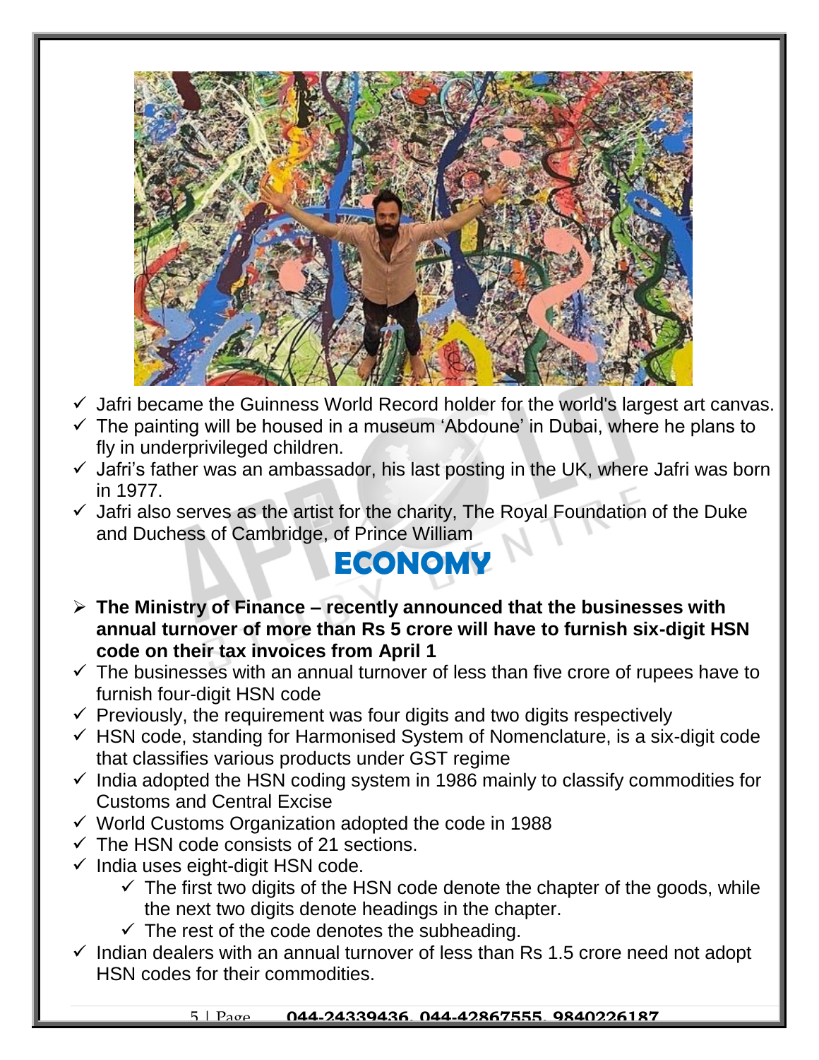- ✓ Jafri became the Guinness World Record holder for the world's largest art canvas.
- ✓ The painting will be housed in a museum 'Abdoune' in Dubai, where he plans to fly in underprivileged children.
- ✓ Jafri's father was an ambassador, his last posting in the UK, where Jafri was born in 1977.
- ✓ Jafri also serves as the artist for the charity, The Royal Foundation of the Duke and Duchess of Cambridge, of Prince William

# ECONOMY

- ➢ **The Ministry of Finance – recently announced that the businesses with annual turnover of more than Rs 5 crore will have to furnish six-digit HSN code on their tax invoices from April 1**
- ✓ The businesses with an annual turnover of less than five crore of rupees have to furnish four-digit HSN code
- ✓ Previously, the requirement was four digits and two digits respectively
- ✓ HSN code, standing for Harmonised System of Nomenclature, is a six-digit code that classifies various products under GST regime
- ✓ India adopted the HSN coding system in 1986 mainly to classify commodities for Customs and Central Excise
- ✓ World Customs Organization adopted the code in 1988
- ✓ The HSN code consists of 21 sections.
- ✓ India uses eight-digit HSN code.
    - ✓ The first two digits of the HSN code denote the chapter of the goods, while the next two digits denote headings in the chapter.
    - ✓ The rest of the code denotes the subheading.
- ✓ Indian dealers with an annual turnover of less than Rs 1.5 crore need not adopt HSN codes for their commodities.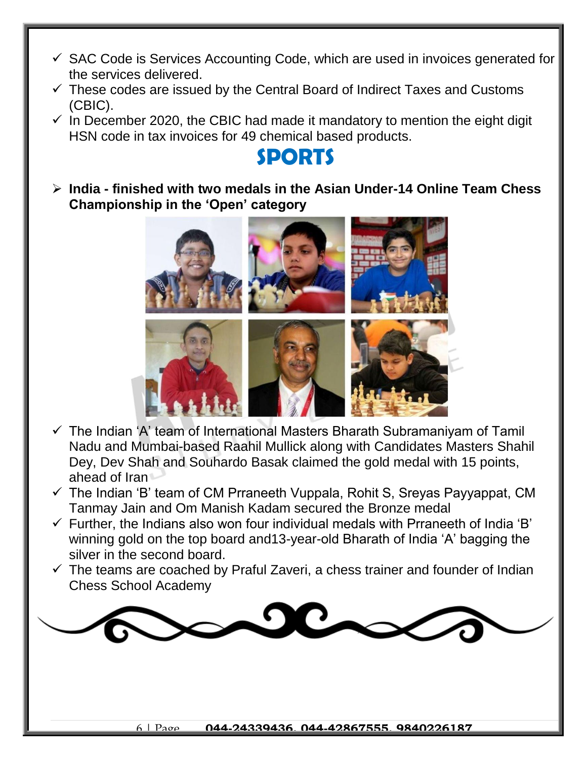- ✓ SAC Code is Services Accounting Code, which are used in invoices generated for the services delivered.
- ✓ These codes are issued by the Central Board of Indirect Taxes and Customs (CBIC).
- ✓ In December 2020, the CBIC had made it mandatory to mention the eight digit HSN code in tax invoices for 49 chemical based products.

# SPORTS

- **India - finished with two medals in the Asian Under-14 Online Team Chess Championship in the 'Open' category**

- ✓ The Indian 'A' team of International Masters Bharath Subramaniyam of Tamil Nadu and Mumbai-based Raahil Mullick along with Candidates Masters Shahil Dey, Dev Shah and Souhardo Basak claimed the gold medal with 15 points, ahead of Iran
- ✓ The Indian 'B' team of CM Prraneeth Vuppala, Rohit S, Sreyas Payyappat, CM Tanmay Jain and Om Manish Kadam secured the Bronze medal
- ✓ Further, the Indians also won four individual medals with Prraneeth of India 'B' winning gold on the top board and13-year-old Bharath of India 'A' bagging the silver in the second board.
- ✓ The teams are coached by Praful Zaveri, a chess trainer and founder of Indian Chess School Academy